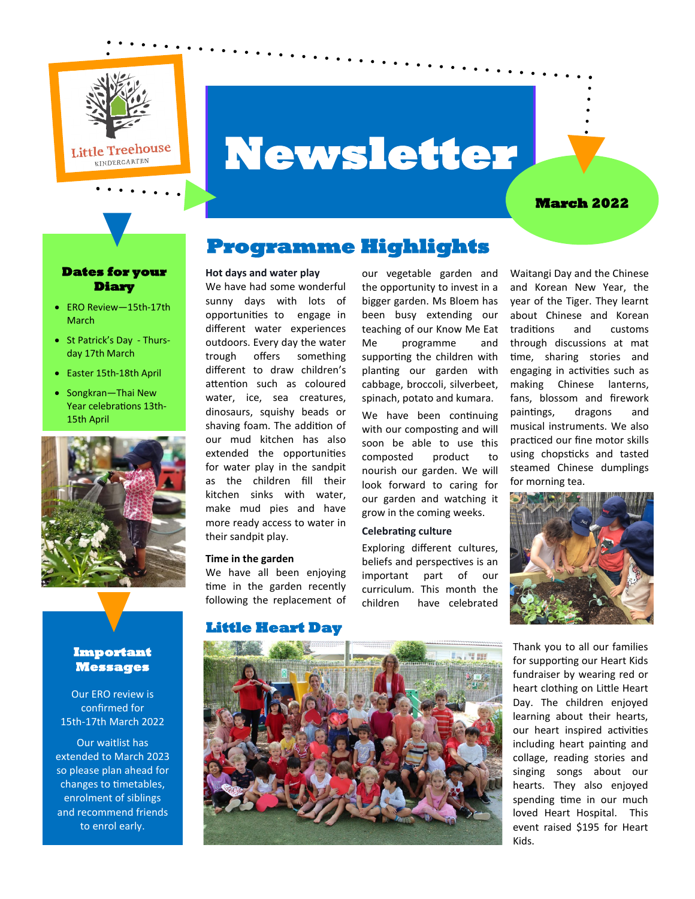Little Treehouse

KINDERGARTEN

# Newsletter

March 2022

### Dates for your Diary

- ERO Review—15th-17th March
- St Patrick's Day - Thursday 17th March
- Easter 15th-18th April
- Songkran—Thai New Year celebrations 13th-15th April

### Important Messages

Our ERO review is confirmed for 15th-17th March 2022

Our waitlist has extended to March 2023 so please plan ahead for changes to timetables, enrolment of siblings and recommend friends to enrol early.

## Programme Highlights

**Hot days and water play**

We have had some wonderful sunny days with lots of opportunities to engage in different water experiences outdoors. Every day the water trough offers something different to draw children's attention such as coloured water, ice, sea creatures, dinosaurs, squishy beads or shaving foam. The addition of our mud kitchen has also extended the opportunities for water play in the sandpit as the children fill their kitchen sinks with water, make mud pies and have more ready access to water in their sandpit play.

**Time in the garden**

We have all been enjoying time in the garden recently following the replacement of our vegetable garden and the opportunity to invest in a bigger garden. Ms Bloem has been busy extending our teaching of our Know Me Eat Me programme and supporting the children with planting our garden with cabbage, broccoli, silverbeet, spinach, potato and kumara.

We have been continuing with our composting and will soon be able to use this composted product to nourish our garden. We will look forward to caring for our garden and watching it grow in the coming weeks.

**Celebrating culture**

Exploring different cultures, beliefs and perspectives is an important part of our curriculum. This month the children have celebrated Waitangi Day and the Chinese and Korean New Year, the year of the Tiger. They learnt about Chinese and Korean traditions and customs through discussions at mat time, sharing stories and engaging in activities such as making Chinese lanterns, fans, blossom and firework paintings, dragons and musical instruments. We also practiced our fine motor skills using chopsticks and tasted steamed Chinese dumplings for morning tea.

## Little Heart Day

Thank you to all our families for supporting our Heart Kids fundraiser by wearing red or heart clothing on Little Heart Day. The children enjoyed learning about their hearts, our heart inspired activities including heart painting and collage, reading stories and singing songs about our hearts. They also enjoyed spending time in our much loved Heart Hospital. This event raised $195 for Heart Kids.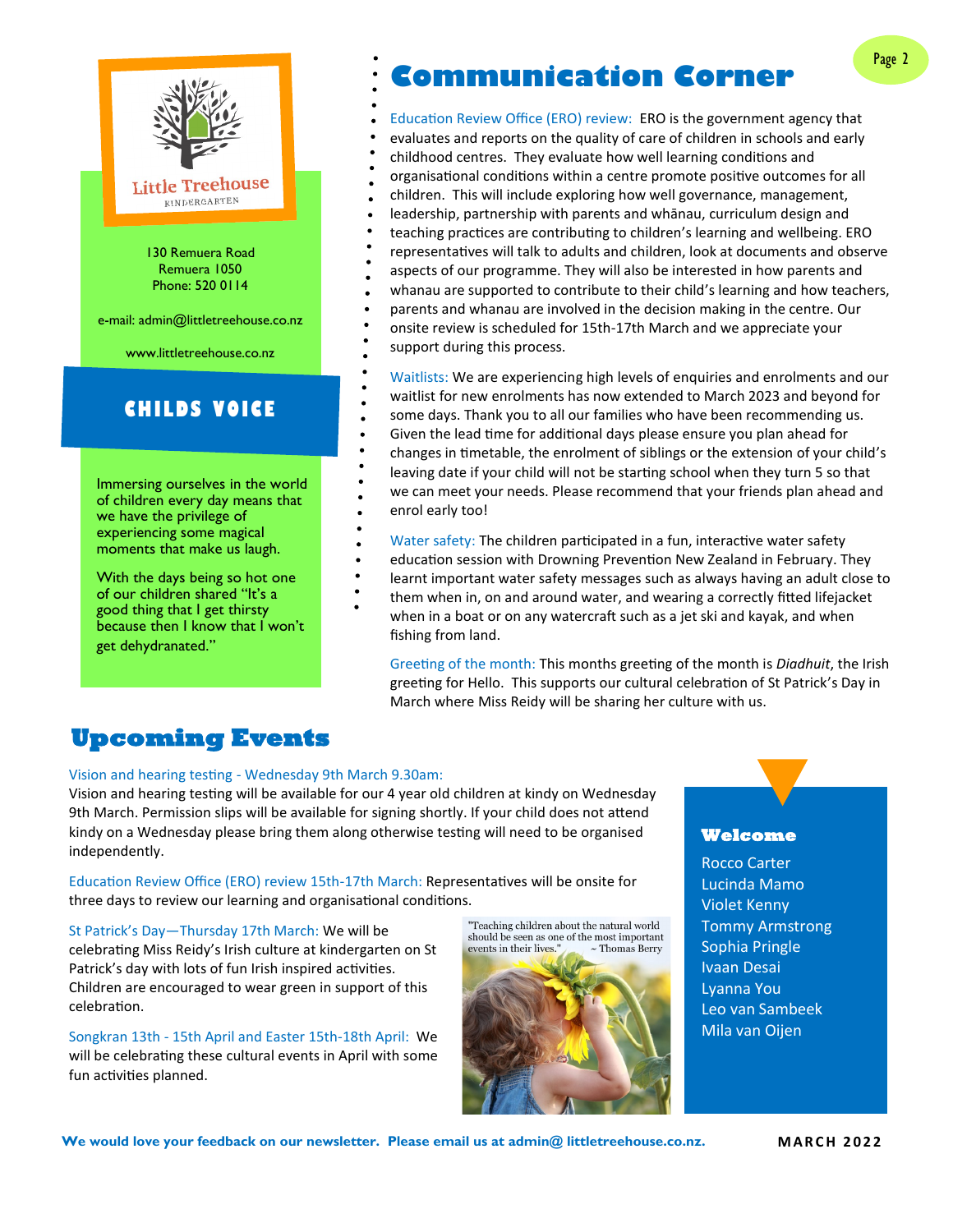Little Treehouse KINDERGARTEN

130 Remuera Road
Remuera 1050
Phone: 520 0114

e-mail: admin@littletreehouse.co.nz

www.littletreehouse.co.nz

## CHILDS VOICE

Immersing ourselves in the world of children every day means that we have the privilege of experiencing some magical moments that make us laugh.

With the days being so hot one of our children shared "It's a good thing that I get thirsty because then I know that I won't get dehydranated."

# Communication Corner

Education Review Office (ERO) review: ERO is the government agency that evaluates and reports on the quality of care of children in schools and early childhood centres. They evaluate how well learning conditions and organisational conditions within a centre promote positive outcomes for all children. This will include exploring how well governance, management, leadership, partnership with parents and whānau, curriculum design and teaching practices are contributing to children's learning and wellbeing. ERO representatives will talk to adults and children, look at documents and observe aspects of our programme. They will also be interested in how parents and whanau are supported to contribute to their child's learning and how teachers, parents and whanau are involved in the decision making in the centre. Our onsite review is scheduled for 15th-17th March and we appreciate your support during this process.

Waitlists: We are experiencing high levels of enquiries and enrolments and our waitlist for new enrolments has now extended to March 2023 and beyond for some days. Thank you to all our families who have been recommending us. Given the lead time for additional days please ensure you plan ahead for changes in timetable, the enrolment of siblings or the extension of your child's leaving date if your child will not be starting school when they turn 5 so that we can meet your needs. Please recommend that your friends plan ahead and enrol early too!

Water safety: The children participated in a fun, interactive water safety education session with Drowning Prevention New Zealand in February. They learnt important water safety messages such as always having an adult close to them when in, on and around water, and wearing a correctly fitted lifejacket when in a boat or on any watercraft such as a jet ski and kayak, and when fishing from land.

Greeting of the month: This months greeting of the month is *Diadhuit*, the Irish greeting for Hello. This supports our cultural celebration of St Patrick's Day in March where Miss Reidy will be sharing her culture with us.

# Upcoming Events

Vision and hearing testing - Wednesday 9th March 9.30am:
Vision and hearing testing will be available for our 4 year old children at kindy on Wednesday 9th March. Permission slips will be available for signing shortly. If your child does not attend kindy on a Wednesday please bring them along otherwise testing will need to be organised independently.

Education Review Office (ERO) review 15th-17th March: Representatives will be onsite for three days to review our learning and organisational conditions.

St Patrick's Day—Thursday 17th March: We will be celebrating Miss Reidy's Irish culture at kindergarten on St Patrick's day with lots of fun Irish inspired activities. Children are encouraged to wear green in support of this celebration.

Songkran 13th - 15th April and Easter 15th-18th April: We will be celebrating these cultural events in April with some fun activities planned.

"Teaching children about the natural world should be seen as one of the most important events in their lives." ~ Thomas Berry

## Welcome

Rocco Carter
Lucinda Mamo
Violet Kenny
Tommy Armstrong
Sophia Pringle
Ivaan Desai
Lyanna You
Leo van Sambeek
Mila van Oijen

**We would love your feedback on our newsletter. Please email us at admin@ littletreehouse.co.nz.**

MARCH 2022